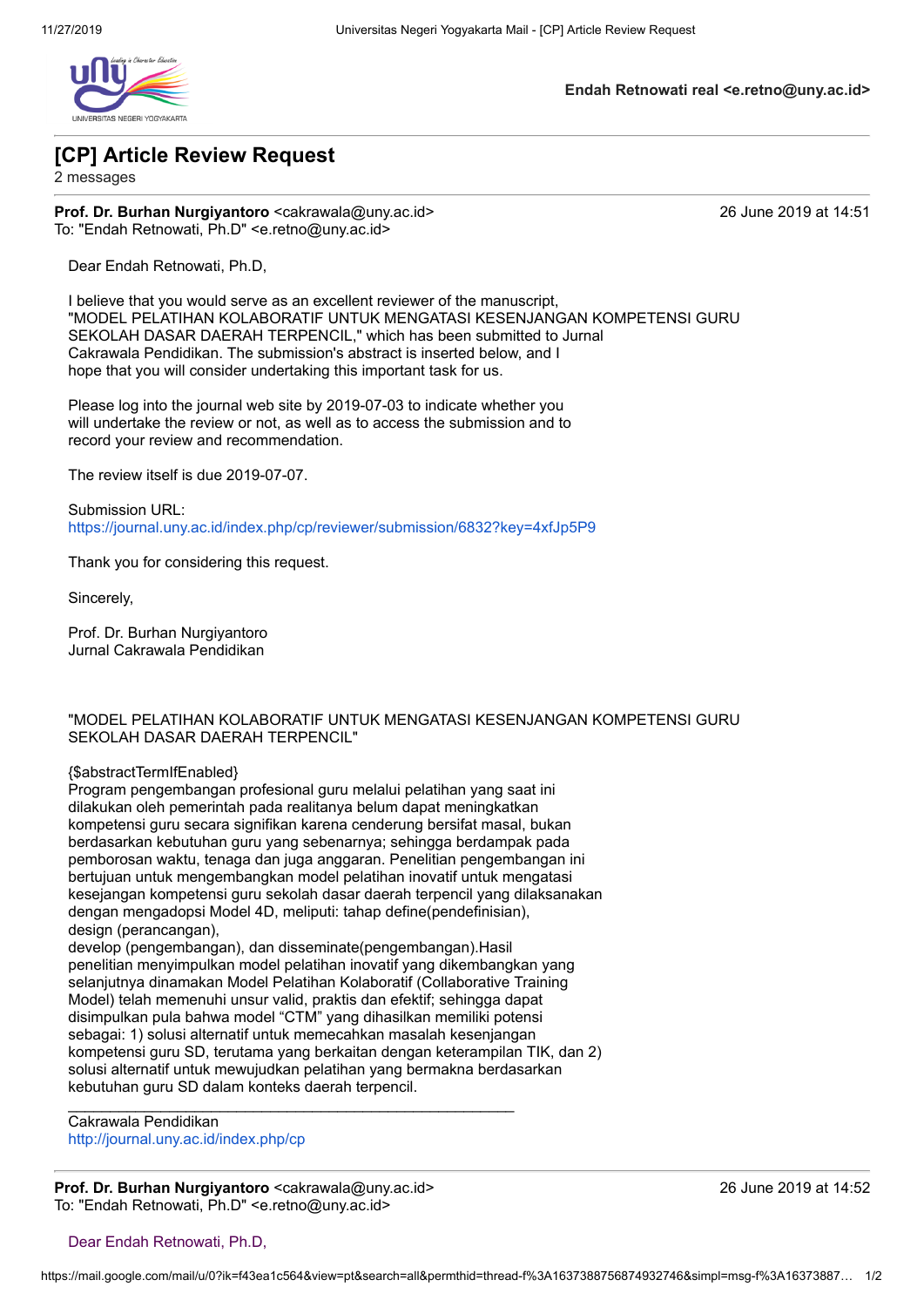**Endah Retnowati real <e.retno@uny.ac.id>**

# [CP] Article Review Request

2 messages

**Prof. Dr. Burhan Nurgiyantoro** <cakrawala@uny.ac.id> 26 June 2019 at 14:51
To: "Endah Retnowati, Ph.D" <e.retno@uny.ac.id>

Dear Endah Retnowati, Ph.D,

I believe that you would serve as an excellent reviewer of the manuscript, "MODEL PELATIHAN KOLABORATIF UNTUK MENGATASI KESENJANGAN KOMPETENSI GURU SEKOLAH DASAR DAERAH TERPENCIL," which has been submitted to Jurnal Cakrawala Pendidikan. The submission's abstract is inserted below, and I hope that you will consider undertaking this important task for us.

Please log into the journal web site by 2019-07-03 to indicate whether you will undertake the review or not, as well as to access the submission and to record your review and recommendation.

The review itself is due 2019-07-07.

Submission URL:
https://journal.uny.ac.id/index.php/cp/reviewer/submission/6832?key=4xfJp5P9

Thank you for considering this request.

Sincerely,

Prof. Dr. Burhan Nurgiyantoro
Jurnal Cakrawala Pendidikan

"MODEL PELATIHAN KOLABORATIF UNTUK MENGATASI KESENJANGAN KOMPETENSI GURU SEKOLAH DASAR DAERAH TERPENCIL"

{$abstractTermIfEnabled}
Program pengembangan profesional guru melalui pelatihan yang saat ini dilakukan oleh pemerintah pada realitanya belum dapat meningkatkan kompetensi guru secara signifikan karena cenderung bersifat masal, bukan berdasarkan kebutuhan guru yang sebenarnya; sehingga berdampak pada pemborosan waktu, tenaga dan juga anggaran. Penelitian pengembangan ini bertujuan untuk mengembangkan model pelatihan inovatif untuk mengatasi kesejangan kompetensi guru sekolah dasar daerah terpencil yang dilaksanakan dengan mengadopsi Model 4D, meliputi: tahap define(pendefinisian), design (perancangan),
develop (pengembangan), dan disseminate(pengembangan).Hasil penelitian menyimpulkan model pelatihan inovatif yang dikembangkan yang selanjutnya dinamakan Model Pelatihan Kolaboratif (Collaborative Training Model) telah memenuhi unsur valid, praktis dan efektif; sehingga dapat disimpulkan pula bahwa model "CTM" yang dihasilkan memiliki potensi sebagai: 1) solusi alternatif untuk memecahkan masalah kesenjangan kompetensi guru SD, terutama yang berkaitan dengan keterampilan TIK, dan 2) solusi alternatif untuk mewujudkan pelatihan yang bermakna berdasarkan kebutuhan guru SD dalam konteks daerah terpencil.

________________________________________________________________________
Cakrawala Pendidikan
http://journal.uny.ac.id/index.php/cp

---

**Prof. Dr. Burhan Nurgiyantoro** <cakrawala@uny.ac.id> 26 June 2019 at 14:52
To: "Endah Retnowati, Ph.D" <e.retno@uny.ac.id>

Dear Endah Retnowati, Ph.D,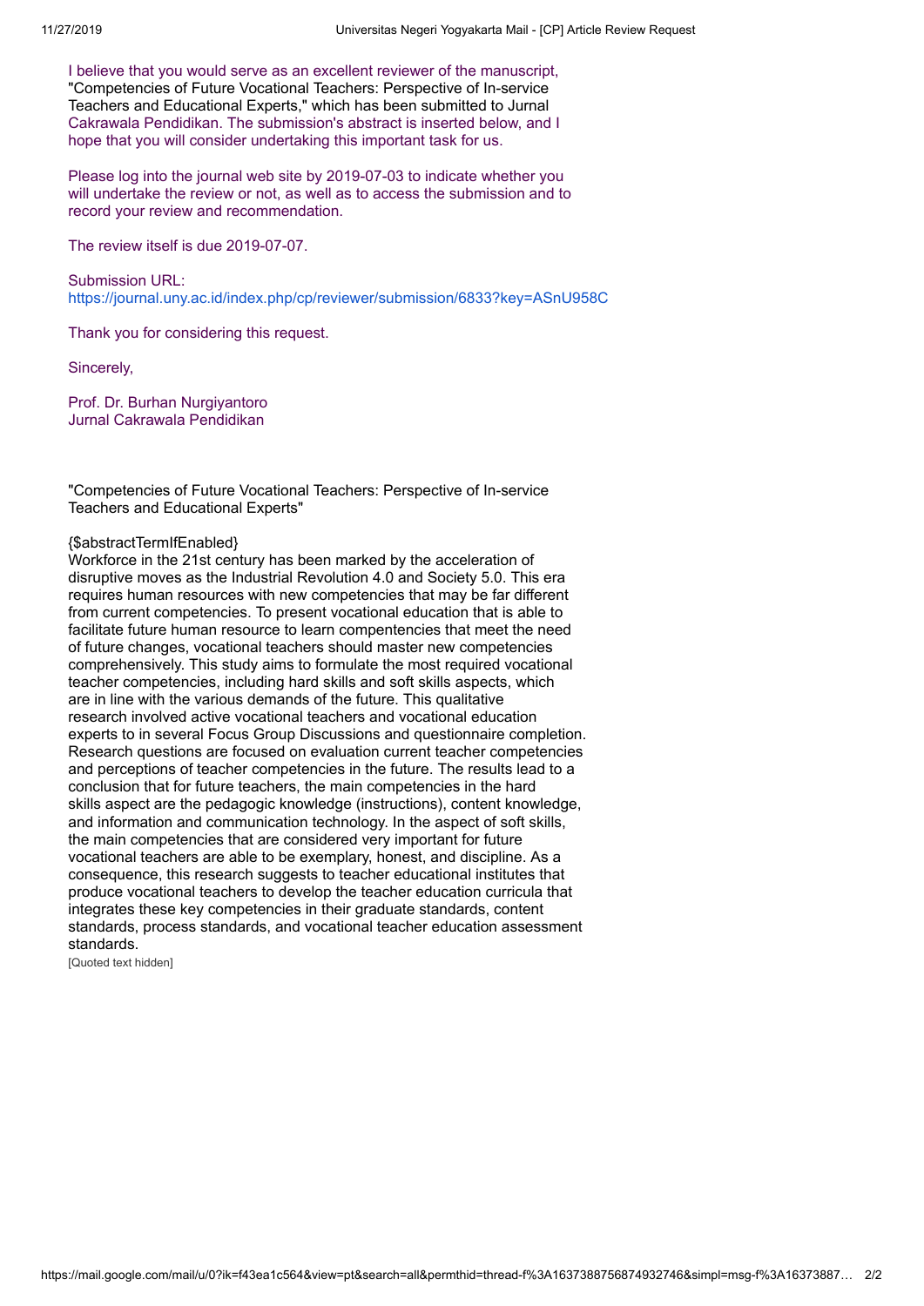I believe that you would serve as an excellent reviewer of the manuscript, "Competencies of Future Vocational Teachers: Perspective of In-service Teachers and Educational Experts," which has been submitted to Jurnal Cakrawala Pendidikan. The submission's abstract is inserted below, and I hope that you will consider undertaking this important task for us.

Please log into the journal web site by 2019-07-03 to indicate whether you will undertake the review or not, as well as to access the submission and to record your review and recommendation.

The review itself is due 2019-07-07.

Submission URL:
https://journal.uny.ac.id/index.php/cp/reviewer/submission/6833?key=ASnU958C

Thank you for considering this request.

Sincerely,

Prof. Dr. Burhan Nurgiyantoro
Jurnal Cakrawala Pendidikan

"Competencies of Future Vocational Teachers: Perspective of In-service Teachers and Educational Experts"

{$abstractTermIfEnabled}
Workforce in the 21st century has been marked by the acceleration of disruptive moves as the Industrial Revolution 4.0 and Society 5.0. This era requires human resources with new competencies that may be far different from current competencies. To present vocational education that is able to facilitate future human resource to learn compentencies that meet the need of future changes, vocational teachers should master new competencies comprehensively. This study aims to formulate the most required vocational teacher competencies, including hard skills and soft skills aspects, which are in line with the various demands of the future. This qualitative research involved active vocational teachers and vocational education experts to in several Focus Group Discussions and questionnaire completion. Research questions are focused on evaluation current teacher competencies and perceptions of teacher competencies in the future. The results lead to a conclusion that for future teachers, the main competencies in the hard skills aspect are the pedagogic knowledge (instructions), content knowledge, and information and communication technology. In the aspect of soft skills, the main competencies that are considered very important for future vocational teachers are able to be exemplary, honest, and discipline. As a consequence, this research suggests to teacher educational institutes that produce vocational teachers to develop the teacher education curricula that integrates these key competencies in their graduate standards, content standards, process standards, and vocational teacher education assessment standards.

[Quoted text hidden]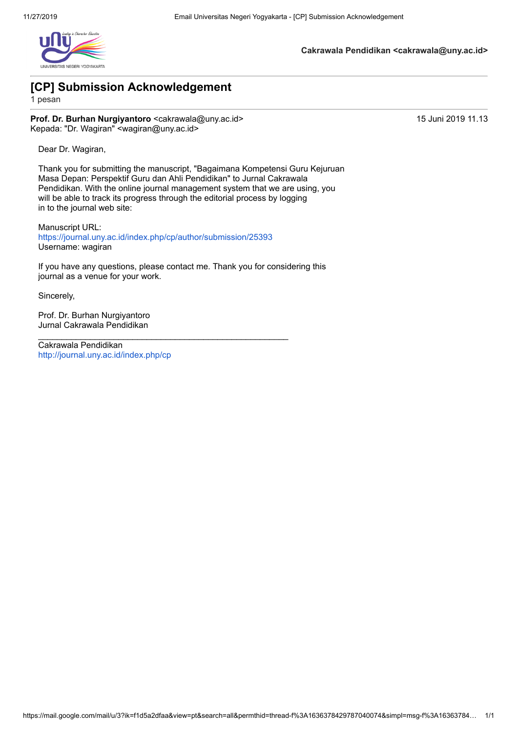**Cakrawala Pendidikan <cakrawala@uny.ac.id>**

# [CP] Submission Acknowledgement

1 pesan

**Prof. Dr. Burhan Nurgiyantoro** <cakrawala@uny.ac.id> 15 Juni 2019 11.13
Kepada: "Dr. Wagiran" <wagiran@uny.ac.id>

Dear Dr. Wagiran,

Thank you for submitting the manuscript, "Bagaimana Kompetensi Guru Kejuruan Masa Depan: Perspektif Guru dan Ahli Pendidikan" to Jurnal Cakrawala Pendidikan. With the online journal management system that we are using, you will be able to track its progress through the editorial process by logging in to the journal web site:

Manuscript URL:
https://journal.uny.ac.id/index.php/cp/author/submission/25393
Username: wagiran

If you have any questions, please contact me. Thank you for considering this journal as a venue for your work.

Sincerely,

Prof. Dr. Burhan Nurgiyantoro
Jurnal Cakrawala Pendidikan

________________________________________________________________________

Cakrawala Pendidikan
http://journal.uny.ac.id/index.php/cp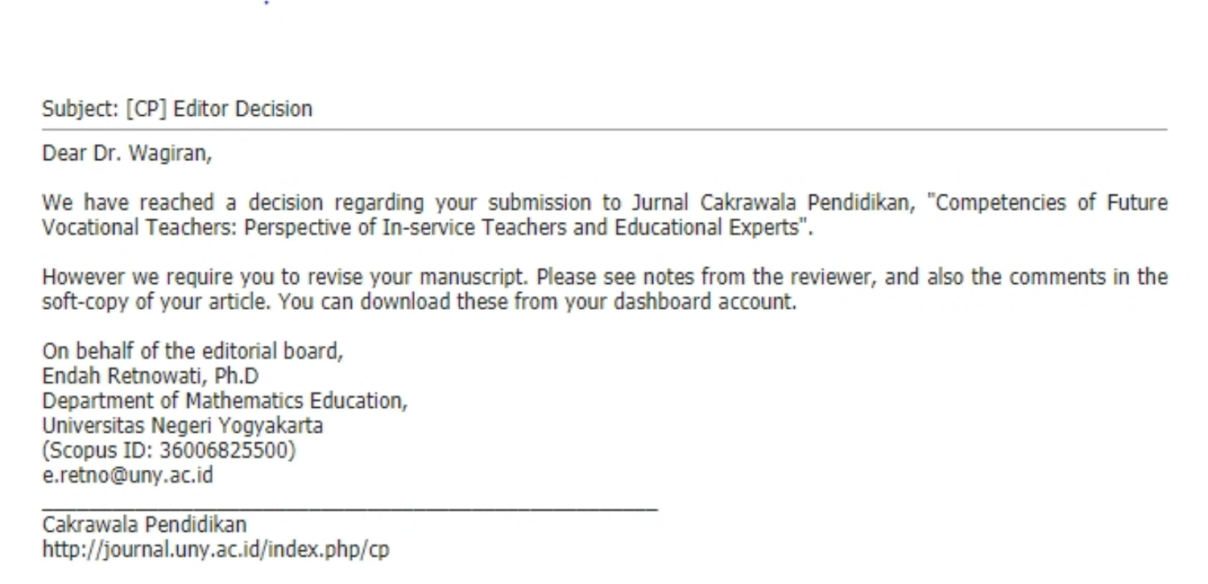Subject: [CP] Editor Decision

---

Dear Dr. Wagiran,

We have reached a decision regarding your submission to Jurnal Cakrawala Pendidikan, "Competencies of Future Vocational Teachers: Perspective of In-service Teachers and Educational Experts".

However we require you to revise your manuscript. Please see notes from the reviewer, and also the comments in the soft-copy of your article. You can download these from your dashboard account.

On behalf of the editorial board,  
Endah Retnowati, Ph.D  
Department of Mathematics Education,  
Universitas Negeri Yogyakarta  
(Scopus ID: 36006825500)  
e.retno@uny.ac.id

---

Cakrawala Pendidikan  
http://journal.uny.ac.id/index.php/cp